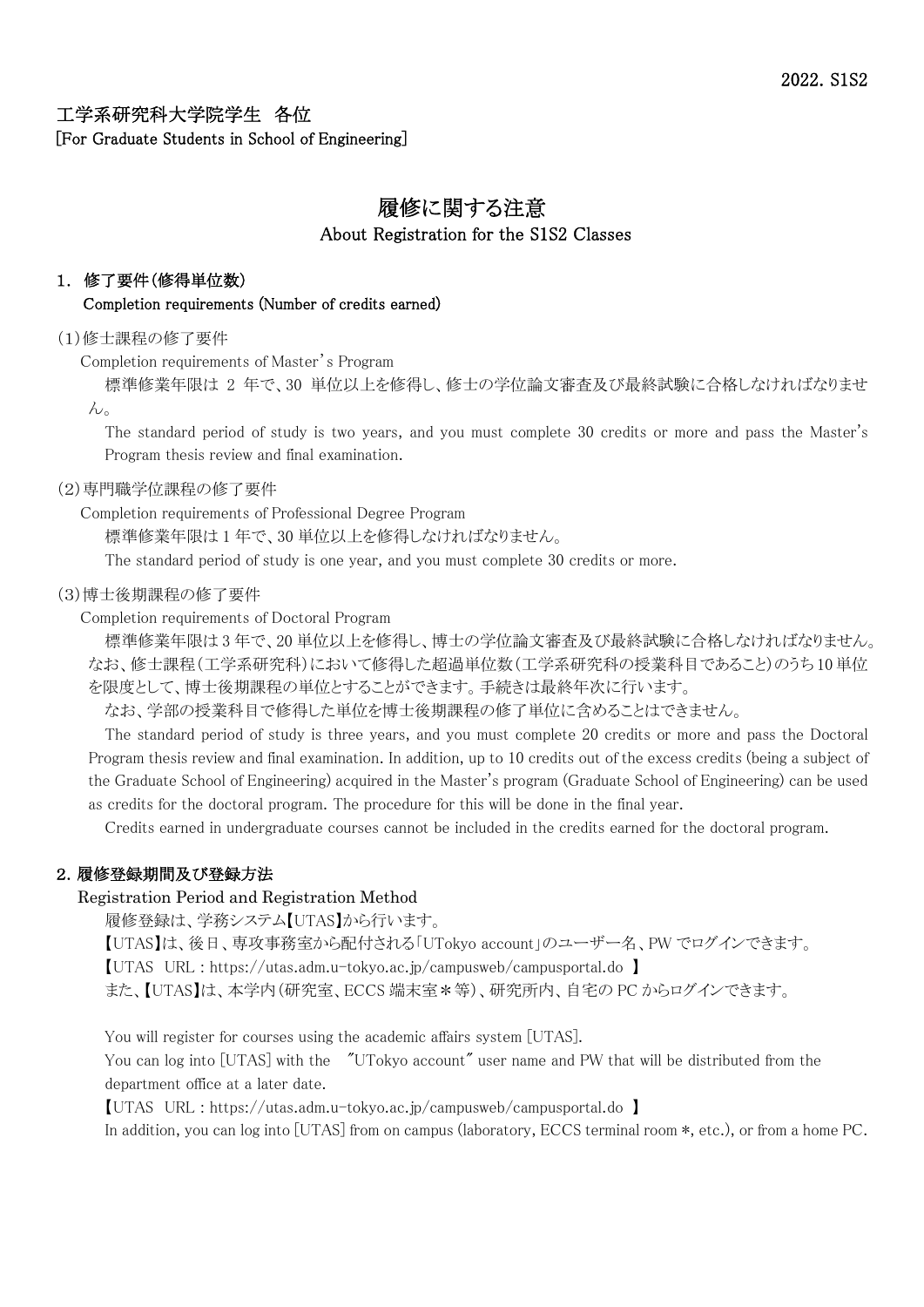2022. S1S2

工学系研究科大学院学生　各位
[For Graduate Students in School of Engineering]

# 履修に関する注意

About Registration for the S1S2 Classes

## 1．修了要件(修得単位数)

**Completion requirements (Number of credits earned)**

(1)修士課程の修了要件

Completion requirements of Master's Program

標準修業年限は 2 年で、30 単位以上を修得し、修士の学位論文審査及び最終試験に合格しなければなりません。

The standard period of study is two years, and you must complete 30 credits or more and pass the Master's Program thesis review and final examination.

(2)専門職学位課程の修了要件

Completion requirements of Professional Degree Program

標準修業年限は 1 年で、30 単位以上を修得しなければなりません。

The standard period of study is one year, and you must complete 30 credits or more.

(3)博士後期課程の修了要件

Completion requirements of Doctoral Program

標準修業年限は 3 年で、20 単位以上を修得し、博士の学位論文審査及び最終試験に合格しなければなりません。なお、修士課程(工学系研究科)において修得した超過単位数(工学系研究科の授業科目であること)のうち 10 単位を限度として、博士後期課程の単位とすることができます。手続きは最終年次に行います。

なお、学部の授業科目で修得した単位を博士後期課程の修了単位に含めることはできません。

The standard period of study is three years, and you must complete 20 credits or more and pass the Doctoral Program thesis review and final examination. In addition, up to 10 credits out of the excess credits (being a subject of the Graduate School of Engineering) acquired in the Master's program (Graduate School of Engineering) can be used as credits for the doctoral program. The procedure for this will be done in the final year.

Credits earned in undergraduate courses cannot be included in the credits earned for the doctoral program.

## 2．履修登録期間及び登録方法

Registration Period and Registration Method

履修登録は、学務システム【UTAS】から行います。

【UTAS】は、後日、専攻事務室から配付される「UTokyo account」のユーザー名、PW でログインできます。

【UTAS　URL：https://utas.adm.u-tokyo.ac.jp/campusweb/campusportal.do　】

また、【UTAS】は、本学内(研究室、ECCS 端末室＊等)、研究所内、自宅の PC からログインできます。

You will register for courses using the academic affairs system [UTAS].

You can log into [UTAS] with the "UTokyo account" user name and PW that will be distributed from the department office at a later date.

【UTAS　URL：https://utas.adm.u-tokyo.ac.jp/campusweb/campusportal.do　】

In addition, you can log into [UTAS] from on campus (laboratory, ECCS terminal room \*, etc.), or from a home PC.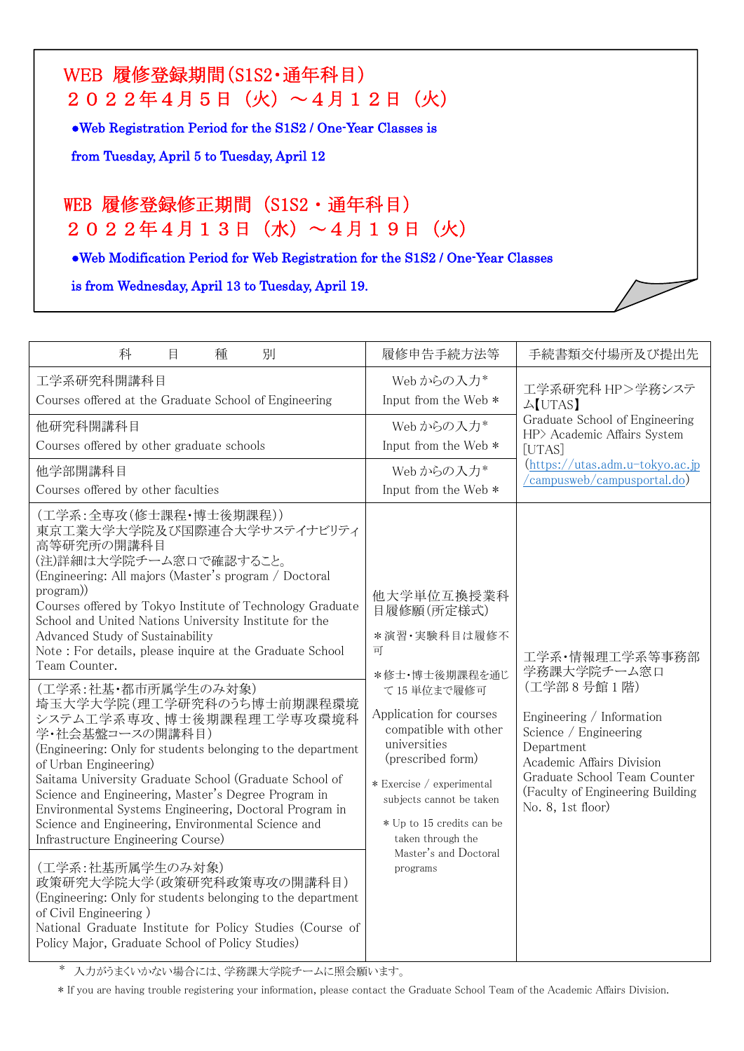**WEB 履修登録期間(S1S2・通年科目)**
**２０２２年４月５日（火）～４月１２日（火）**

**●Web Registration Period for the S1S2 / One-Year Classes is from Tuesday, April 5 to Tuesday, April 12**

**WEB 履修登録修正期間（S1S2・通年科目）**
**２０２２年４月１３日（水）～４月１９日（火）**

**●Web Modification Period for Web Registration for the S1S2 / One-Year Classes is from Wednesday, April 13 to Tuesday, April 19.**

| 科目種別 | 履修申告手続方法等 | 手続書類交付場所及び提出先 |
|---|---|---|
| 工学系研究科開講科目<br>Courses offered at the Graduate School of Engineering | Web からの入力*<br>Input from the Web * | 工学系研究科 HP＞学務システム【UTAS】<br>Graduate School of Engineering HP> Academic Affairs System [UTAS]<br>(https://utas.adm.u-tokyo.ac.jp/campusweb/campusportal.do) |
| 他研究科開講科目<br>Courses offered by other graduate schools | Web からの入力*<br>Input from the Web * | |
| 他学部開講科目<br>Courses offered by other faculties | Web からの入力*<br>Input from the Web * | |
| (工学系：全専攻(修士課程・博士後期課程))<br>東京工業大学大学院及び国際連合大学サステイナビリティ高等研究所の開講科目<br>(注)詳細は大学院チーム窓口で確認すること。<br>(Engineering: All majors (Master's program / Doctoral program))<br>Courses offered by Tokyo Institute of Technology Graduate School and United Nations University Institute for the Advanced Study of Sustainability<br>Note : For details, please inquire at the Graduate School Team Counter. | 他大学単位互換授業科目履修願(所定様式)<br>＊演習・実験科目は履修不可<br>＊修士・博士後期課程を通じて 15 単位まで履修可<br>Application for courses compatible with other universities (prescribed form)<br>* Exercise / experimental subjects cannot be taken<br>* Up to 15 credits can be taken through the Master's and Doctoral programs | 工学系・情報理工学系等事務部学務課大学院チーム窓口<br>(工学部 8 号館 1 階)<br>Engineering / Information Science / Engineering Department Academic Affairs Division Graduate School Team Counter (Faculty of Engineering Building No. 8, 1st floor) |
| (工学系：社基・都市所属学生のみ対象)<br>埼玉大学大学院(理工学研究科のうち博士前期課程環境システム工学系専攻、博士後期課程理工学専攻環境科学・社会基盤コースの開講科目)<br>(Engineering: Only for students belonging to the department of Urban Engineering)<br>Saitama University Graduate School (Graduate School of Science and Engineering, Master's Degree Program in Environmental Systems Engineering, Doctoral Program in Science and Engineering, Environmental Science and Infrastructure Engineering Course) | | |
| (工学系：社基所属学生のみ対象)<br>政策研究大学院大学(政策研究科政策専攻の開講科目)<br>(Engineering: Only for students belonging to the department of Civil Engineering )<br>National Graduate Institute for Policy Studies (Course of Policy Major, Graduate School of Policy Studies) | | |

＊ 入力がうまくいかない場合には、学務課大学院チームに照会願います。

＊If you are having trouble registering your information, please contact the Graduate School Team of the Academic Affairs Division.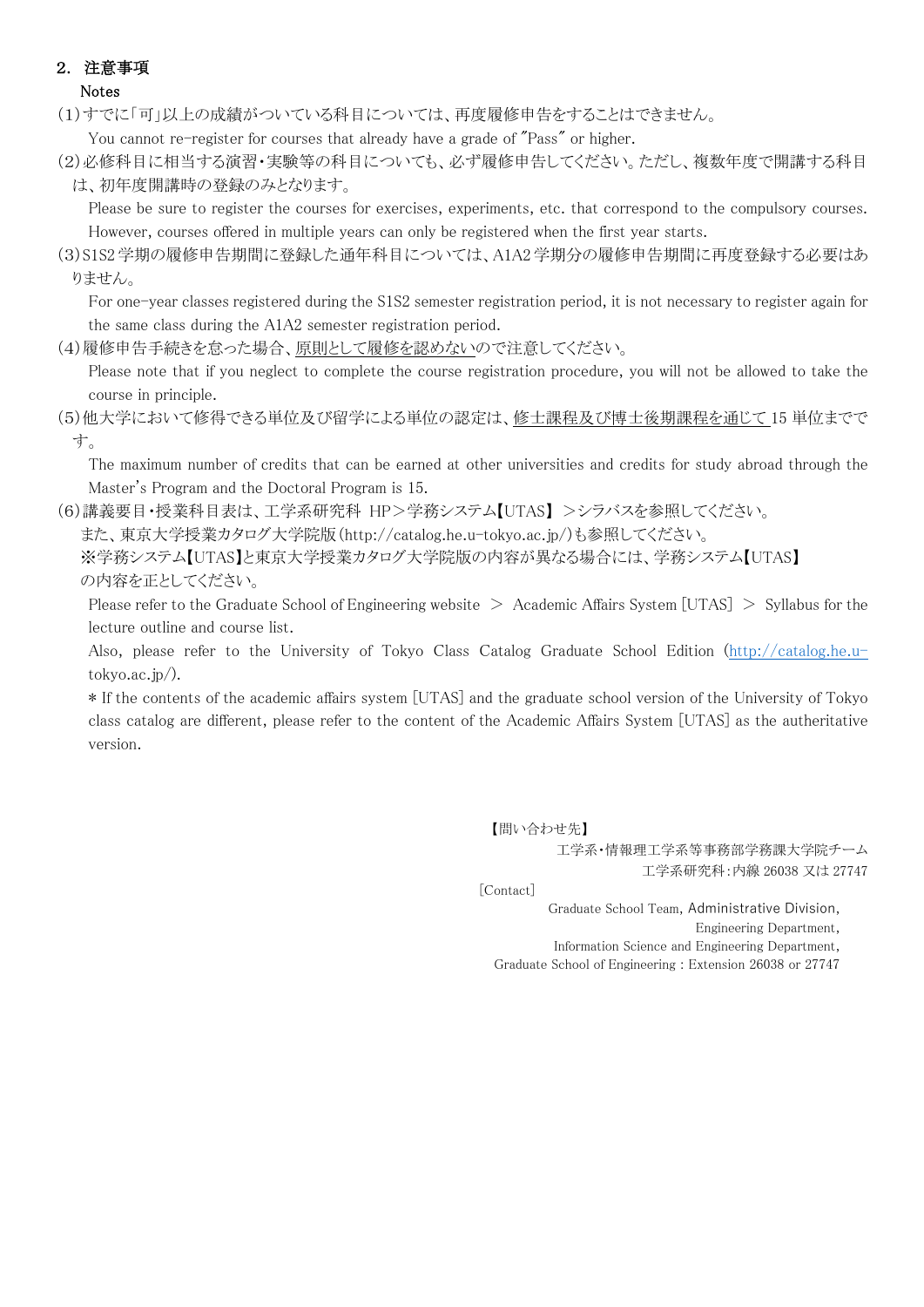## 2. 注意事項

Notes

(1)すでに「可」以上の成績がついている科目については、再度履修申告をすることはできません。

You cannot re-register for courses that already have a grade of "Pass" or higher.

(2)必修科目に相当する演習・実験等の科目についても、必ず履修申告してください。ただし、複数年度で開講する科目は、初年度開講時の登録のみとなります。

Please be sure to register the courses for exercises, experiments, etc. that correspond to the compulsory courses. However, courses offered in multiple years can only be registered when the first year starts.

(3)S1S2 学期の履修申告期間に登録した通年科目については、A1A2 学期分の履修申告期間に再度登録する必要はありません。

For one-year classes registered during the S1S2 semester registration period, it is not necessary to register again for the same class during the A1A2 semester registration period.

(4)履修申告手続きを怠った場合、原則として履修を認めないので注意してください。

Please note that if you neglect to complete the course registration procedure, you will not be allowed to take the course in principle.

(5)他大学において修得できる単位及び留学による単位の認定は、修士課程及び博士後期課程を通じて 15 単位までです。

The maximum number of credits that can be earned at other universities and credits for study abroad through the Master's Program and the Doctoral Program is 15.

(6)講義要目・授業科目表は、工学系研究科 HP＞学務システム【UTAS】＞シラバスを参照してください。
また、東京大学授業カタログ大学院版(http://catalog.he.u-tokyo.ac.jp/)も参照してください。
※学務システム【UTAS】と東京大学授業カタログ大学院版の内容が異なる場合には、学務システム【UTAS】の内容を正としてください。

Please refer to the Graduate School of Engineering website ＞ Academic Affairs System [UTAS] ＞ Syllabus for the lecture outline and course list.

Also, please refer to the University of Tokyo Class Catalog Graduate School Edition (http://catalog.he.u-tokyo.ac.jp/).

* If the contents of the academic affairs system [UTAS] and the graduate school version of the University of Tokyo class catalog are different, please refer to the content of the Academic Affairs System [UTAS] as the autheritative version.

【問い合わせ先】
工学系・情報理工学系等事務部学務課大学院チーム
工学系研究科：内線 26038 又は 27747

[Contact]
Graduate School Team, Administrative Division,
Engineering Department,
Information Science and Engineering Department,
Graduate School of Engineering : Extension 26038 or 27747